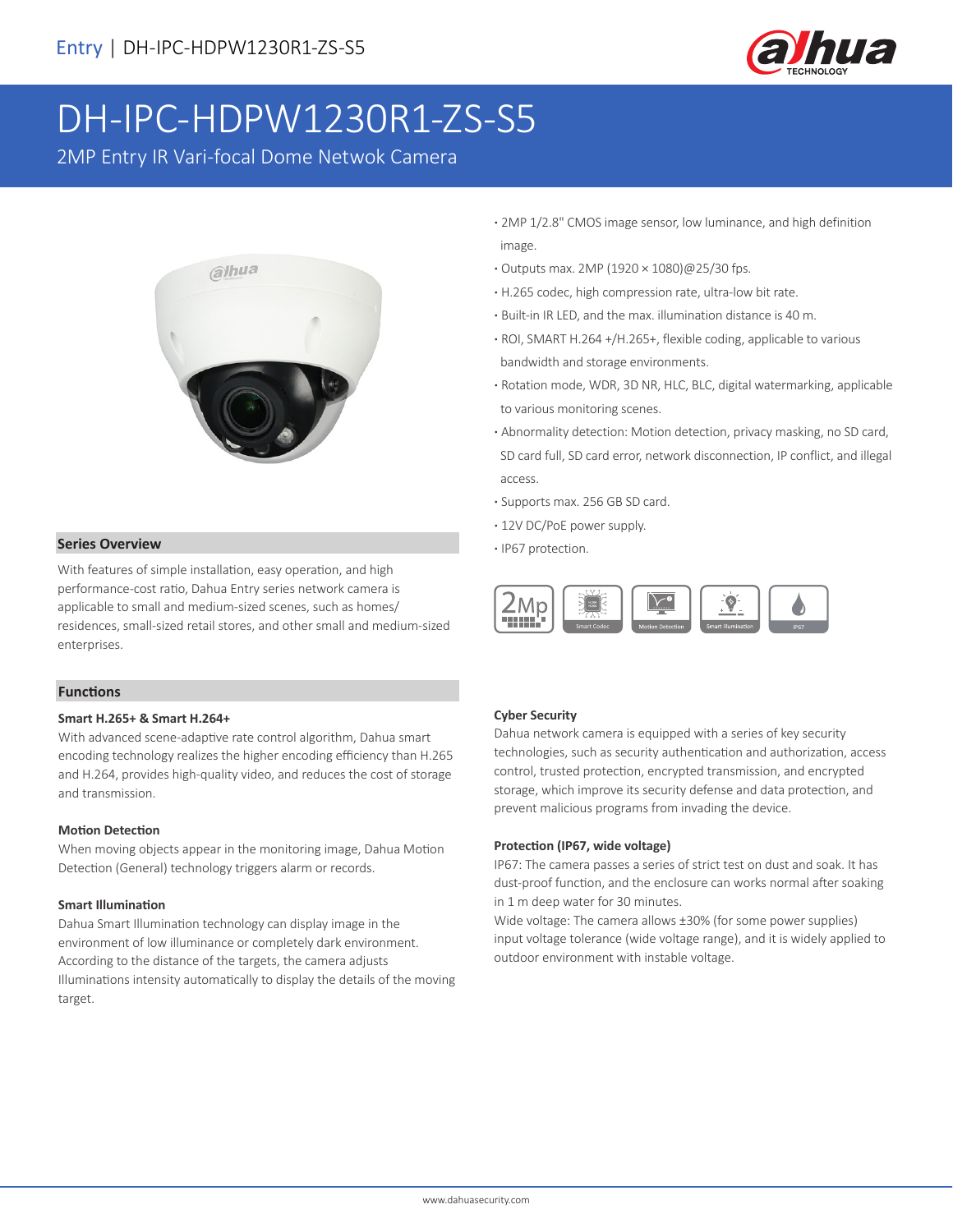Entry | DH-IPC-HDPW1230R1-ZS-S5

# DH-IPC-HDPW1230R1-ZS-S5

2MP Entry IR Vari-focal Dome Netwok Camera

- 2MP 1/2.8" CMOS image sensor, low luminance, and high definition image.
- Outputs max. 2MP (1920 × 1080)@25/30 fps.
- H.265 codec, high compression rate, ultra-low bit rate.
- Built-in IR LED, and the max. illumination distance is 40 m.
- ROI, SMART H.264 +/H.265+, flexible coding, applicable to various bandwidth and storage environments.
- Rotation mode, WDR, 3D NR, HLC, BLC, digital watermarking, applicable to various monitoring scenes.
- Abnormality detection: Motion detection, privacy masking, no SD card, SD card full, SD card error, network disconnection, IP conflict, and illegal access.
- Supports max. 256 GB SD card.
- 12V DC/PoE power supply.
- IP67 protection.

2Mp | Smart Codec | Motion Detection | Smart Illumination | IP67

## Series Overview

With features of simple installation, easy operation, and high performance-cost ratio, Dahua Entry series network camera is applicable to small and medium-sized scenes, such as homes/ residences, small-sized retail stores, and other small and medium-sized enterprises.

## Functions

### Smart H.265+ & Smart H.264+

With advanced scene-adaptive rate control algorithm, Dahua smart encoding technology realizes the higher encoding efficiency than H.265 and H.264, provides high-quality video, and reduces the cost of storage and transmission.

### Motion Detection

When moving objects appear in the monitoring image, Dahua Motion Detection (General) technology triggers alarm or records.

### Smart Illumination

Dahua Smart Illumination technology can display image in the environment of low illuminance or completely dark environment. According to the distance of the targets, the camera adjusts Illuminations intensity automatically to display the details of the moving target.

### Cyber Security

Dahua network camera is equipped with a series of key security technologies, such as security authentication and authorization, access control, trusted protection, encrypted transmission, and encrypted storage, which improve its security defense and data protection, and prevent malicious programs from invading the device.

### Protection (IP67, wide voltage)

IP67: The camera passes a series of strict test on dust and soak. It has dust-proof function, and the enclosure can works normal after soaking in 1 m deep water for 30 minutes.

Wide voltage: The camera allows ±30% (for some power supplies) input voltage tolerance (wide voltage range), and it is widely applied to outdoor environment with instable voltage.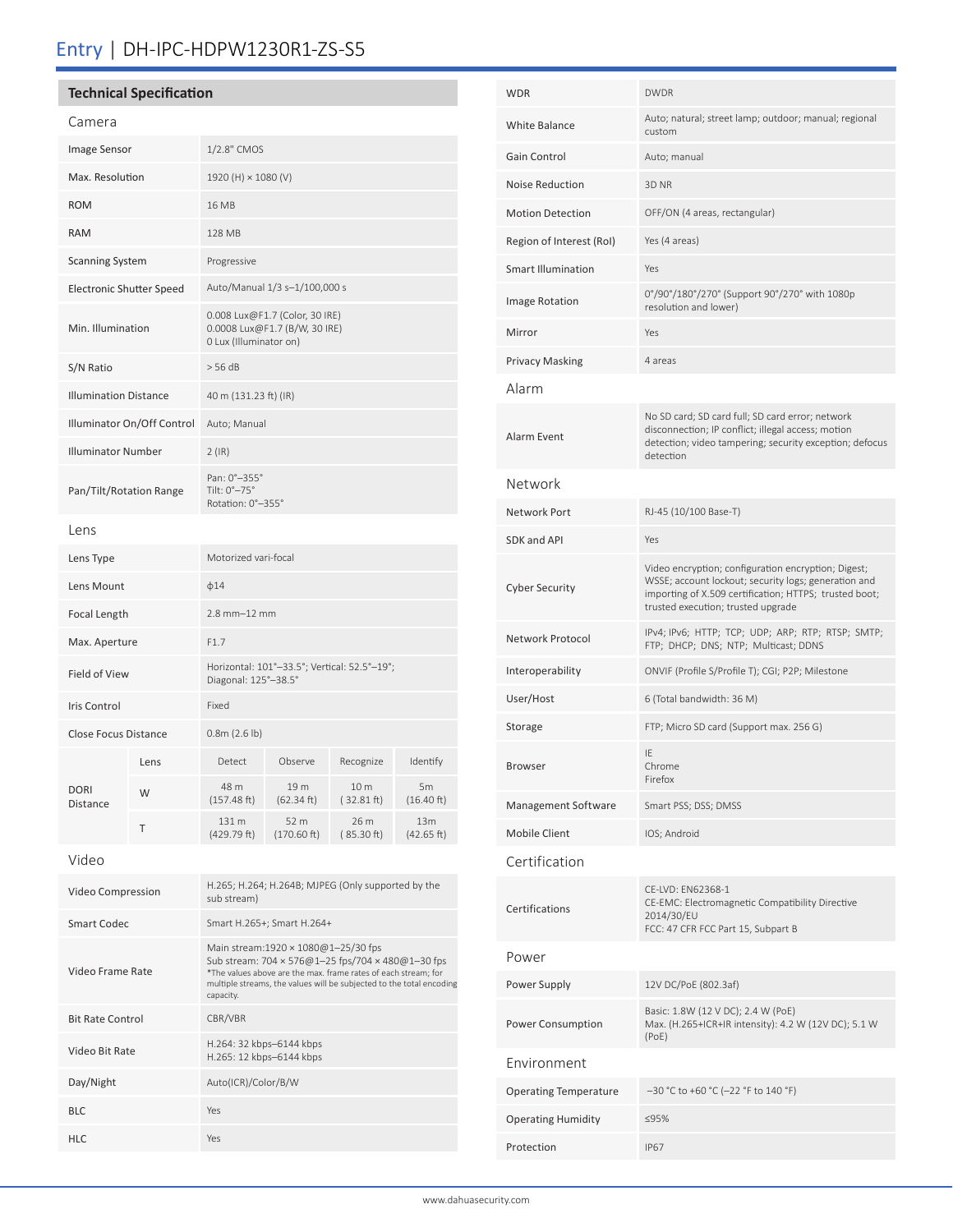# Entry | DH-IPC-HDPW1230R1-ZS-S5

## Technical Specification

### Camera

| | |
|---|---|
| Image Sensor | 1/2.8" CMOS |
| Max. Resolution | 1920 (H) × 1080 (V) |
| ROM | 16 MB |
| RAM | 128 MB |
| Scanning System | Progressive |
| Electronic Shutter Speed | Auto/Manual 1/3 s–1/100,000 s |
| Min. Illumination | 0.008 Lux@F1.7 (Color, 30 IRE)<br>0.0008 Lux@F1.7 (B/W, 30 IRE)<br>0 Lux (Illuminator on) |
| S/N Ratio | > 56 dB |
| Illumination Distance | 40 m (131.23 ft) (IR) |
| Illuminator On/Off Control | Auto; Manual |
| Illuminator Number | 2 (IR) |
| Pan/Tilt/Rotation Range | Pan: 0°–355°<br>Tilt: 0°–75°<br>Rotation: 0°–355° |

### Lens

| | | | | | |
|---|---|---|---|---|---|
| Lens Type | Motorized vari-focal | | | | |
| Lens Mount | ϕ14 | | | | |
| Focal Length | 2.8 mm–12 mm | | | | |
| Max. Aperture | F1.7 | | | | |
| Field of View | Horizontal: 101°–33.5°; Vertical: 52.5°–19°; Diagonal: 125°–38.5° | | | | |
| Iris Control | Fixed | | | | |
| Close Focus Distance | 0.8m (2.6 lb) | | | | |
| DORI Distance | Lens | Detect | Observe | Recognize | Identify |
| | W | 48 m (157.48 ft) | 19 m (62.34 ft) | 10 m ( 32.81 ft) | 5m (16.40 ft) |
| | T | 131 m (429.79 ft) | 52 m (170.60 ft) | 26 m ( 85.30 ft) | 13m (42.65 ft) |

### Video

| | |
|---|---|
| Video Compression | H.265; H.264; H.264B; MJPEG (Only supported by the sub stream) |
| Smart Codec | Smart H.265+; Smart H.264+ |
| Video Frame Rate | Main stream:1920 × 1080@1–25/30 fps<br>Sub stream: 704 × 576@1–25 fps/704 × 480@1–30 fps<br>*The values above are the max. frame rates of each stream; for multiple streams, the values will be subjected to the total encoding capacity. |
| Bit Rate Control | CBR/VBR |
| Video Bit Rate | H.264: 32 kbps–6144 kbps<br>H.265: 12 kbps–6144 kbps |
| Day/Night | Auto(ICR)/Color/B/W |
| BLC | Yes |
| HLC | Yes |
| WDR | DWDR |
| White Balance | Auto; natural; street lamp; outdoor; manual; regional custom |
| Gain Control | Auto; manual |
| Noise Reduction | 3D NR |
| Motion Detection | OFF/ON (4 areas, rectangular) |
| Region of Interest (RoI) | Yes (4 areas) |
| Smart Illumination | Yes |
| Image Rotation | 0°/90°/180°/270° (Support 90°/270° with 1080p resolution and lower) |
| Mirror | Yes |
| Privacy Masking | 4 areas |

### Alarm

| | |
|---|---|
| Alarm Event | No SD card; SD card full; SD card error; network disconnection; IP conflict; illegal access; motion detection; video tampering; security exception; defocus detection |

### Network

| | |
|---|---|
| Network Port | RJ-45 (10/100 Base-T) |
| SDK and API | Yes |
| Cyber Security | Video encryption; configuration encryption; Digest; WSSE; account lockout; security logs; generation and importing of X.509 certification; HTTPS; trusted boot; trusted execution; trusted upgrade |
| Network Protocol | IPv4; IPv6; HTTP; TCP; UDP; ARP; RTP; RTSP; SMTP; FTP; DHCP; DNS; NTP; Multicast; DDNS |
| Interoperability | ONVIF (Profile S/Profile T); CGI; P2P; Milestone |
| User/Host | 6 (Total bandwidth: 36 M) |
| Storage | FTP; Micro SD card (Support max. 256 G) |
| Browser | IE<br>Chrome<br>Firefox |
| Management Software | Smart PSS; DSS; DMSS |
| Mobile Client | IOS; Android |

### Certification

| | |
|---|---|
| Certifications | CE-LVD: EN62368-1<br>CE-EMC: Electromagnetic Compatibility Directive 2014/30/EU<br>FCC: 47 CFR FCC Part 15, Subpart B |

### Power

| | |
|---|---|
| Power Supply | 12V DC/PoE (802.3af) |
| Power Consumption | Basic: 1.8W (12 V DC); 2.4 W (PoE)<br>Max. (H.265+ICR+IR intensity): 4.2 W (12V DC); 5.1 W (PoE) |

### Environment

| | |
|---|---|
| Operating Temperature | –30 °C to +60 °C (–22 °F to 140 °F) |
| Operating Humidity | ≤95% |
| Protection | IP67 |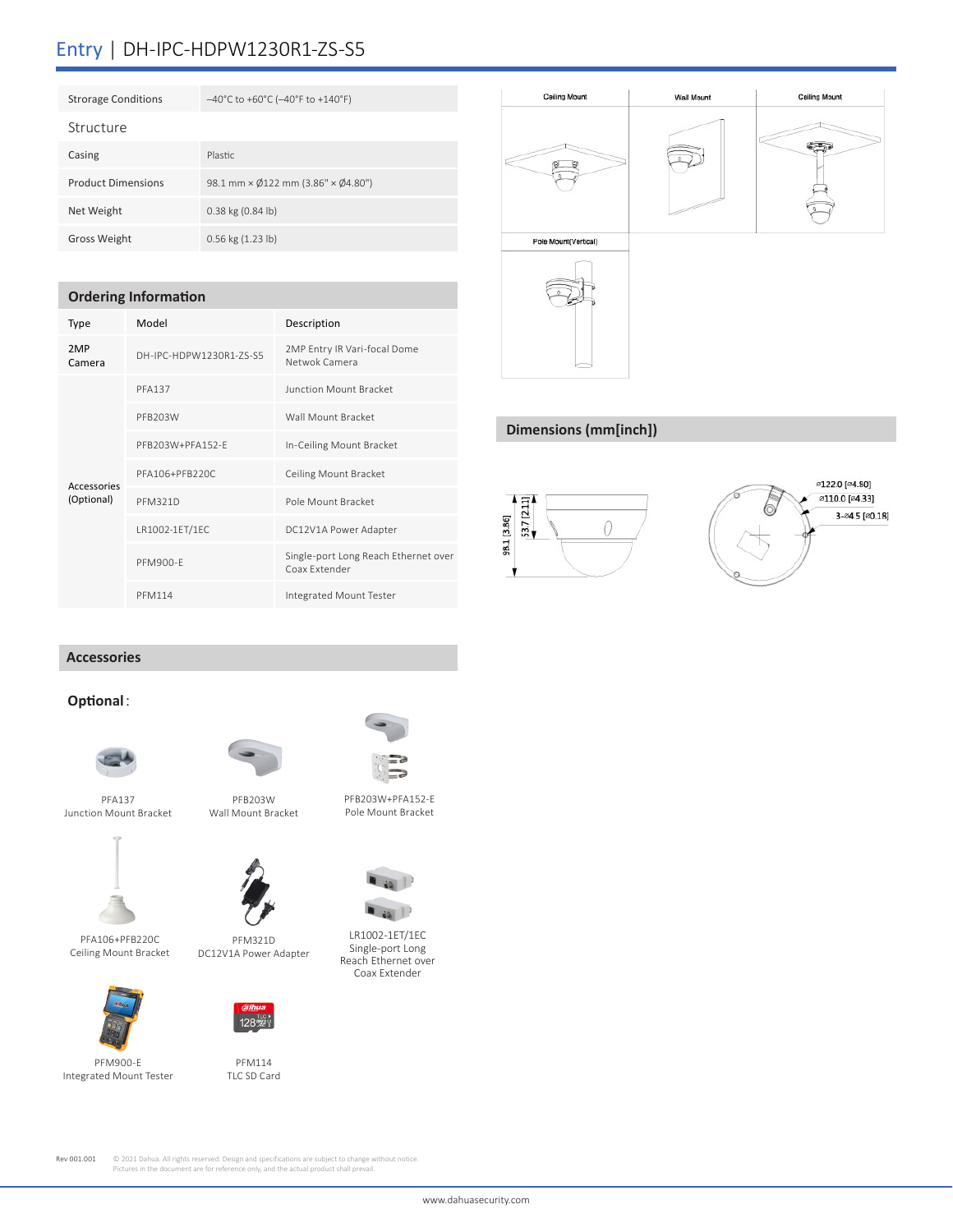# Entry | DH-IPC-HDPW1230R1-ZS-S5

| | |
|---|---|
| Strorage Conditions | –40°C to +60°C (–40°F to +140°F) |

## Structure

| | |
|---|---|
| Casing | Plastic |
| Product Dimensions | 98.1 mm × Ø122 mm (3.86" × Ø4.80") |
| Net Weight | 0.38 kg (0.84 lb) |
| Gross Weight | 0.56 kg (1.23 lb) |

## Ordering Information

| Type | Model | Description |
|---|---|---|
| 2MP Camera | DH-IPC-HDPW1230R1-ZS-S5 | 2MP Entry IR Vari-focal Dome Netwok Camera |
| Accessories (Optional) | PFA137 | Junction Mount Bracket |
| | PFB203W | Wall Mount Bracket |
| | PFB203W+PFA152-E | In-Ceiling Mount Bracket |
| | PFA106+PFB220C | Ceiling Mount Bracket |
| | PFM321D | Pole Mount Bracket |
| | LR1002-1ET/1EC | DC12V1A Power Adapter |
| | PFM900-E | Single-port Long Reach Ethernet over Coax Extender |
| | PFM114 | Integrated Mount Tester |

Ceiling Mount

Wall Mount

Ceiling Mount

Pole Mount(Vertical)

## Dimensions (mm[inch])

98.1 [3.86]

53.7 [2.11]

⌀122.0 [⌀4.80]

⌀110.0 [⌀4.33]

3-⌀4.5 [⌀0.18]

## Accessories

### Optional:

PFA137
Junction Mount Bracket

PFB203W
Wall Mount Bracket

PFB203W+PFA152-E
Pole Mount Bracket

PFA106+PFB220C
Ceiling Mount Bracket

PFM321D
DC12V1A Power Adapter

LR1002-1ET/1EC
Single-port Long Reach Ethernet over Coax Extender

PFM900-E
Integrated Mount Tester

PFM114
TLC SD Card

Rev 001.001 © 2021 Dahua. All rights reserved. Design and specifications are subject to change without notice. Pictures in the document are for reference only, and the actual product shall prevail.

www.dahuasecurity.com